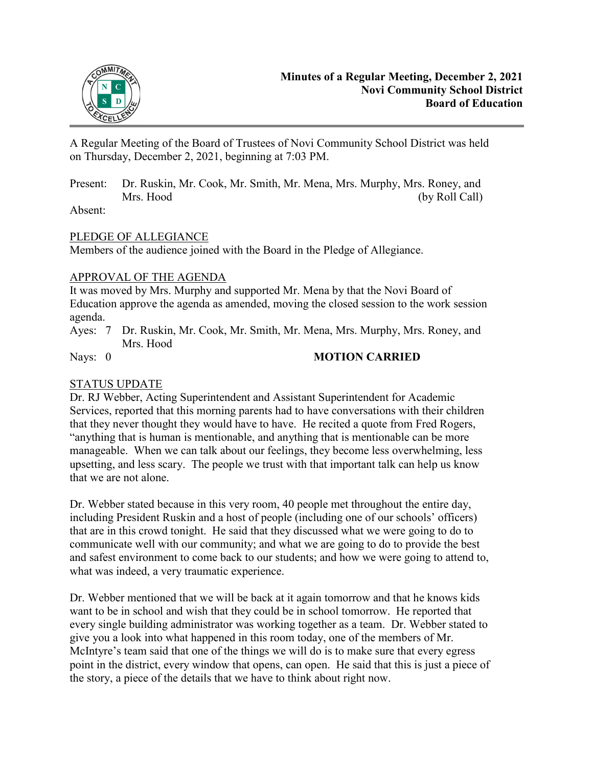**Minutes of a Regular Meeting, December 2, 2021**
**Novi Community School District**
**Board of Education**

A Regular Meeting of the Board of Trustees of Novi Community School District was held on Thursday, December 2, 2021, beginning at 7:03 PM.

Present: Dr. Ruskin, Mr. Cook, Mr. Smith, Mr. Mena, Mrs. Murphy, Mrs. Roney, and Mrs. Hood (by Roll Call)

Absent:

## PLEDGE OF ALLEGIANCE

Members of the audience joined with the Board in the Pledge of Allegiance.

## APPROVAL OF THE AGENDA

It was moved by Mrs. Murphy and supported Mr. Mena by that the Novi Board of Education approve the agenda as amended, moving the closed session to the work session agenda.

Ayes: 7 Dr. Ruskin, Mr. Cook, Mr. Smith, Mr. Mena, Mrs. Murphy, Mrs. Roney, and Mrs. Hood

Nays: 0 **MOTION CARRIED**

## STATUS UPDATE

Dr. RJ Webber, Acting Superintendent and Assistant Superintendent for Academic Services, reported that this morning parents had to have conversations with their children that they never thought they would have to have. He recited a quote from Fred Rogers, "anything that is human is mentionable, and anything that is mentionable can be more manageable. When we can talk about our feelings, they become less overwhelming, less upsetting, and less scary. The people we trust with that important talk can help us know that we are not alone.

Dr. Webber stated because in this very room, 40 people met throughout the entire day, including President Ruskin and a host of people (including one of our schools' officers) that are in this crowd tonight. He said that they discussed what we were going to do to communicate well with our community; and what we are going to do to provide the best and safest environment to come back to our students; and how we were going to attend to, what was indeed, a very traumatic experience.

Dr. Webber mentioned that we will be back at it again tomorrow and that he knows kids want to be in school and wish that they could be in school tomorrow. He reported that every single building administrator was working together as a team. Dr. Webber stated to give you a look into what happened in this room today, one of the members of Mr. McIntyre's team said that one of the things we will do is to make sure that every egress point in the district, every window that opens, can open. He said that this is just a piece of the story, a piece of the details that we have to think about right now.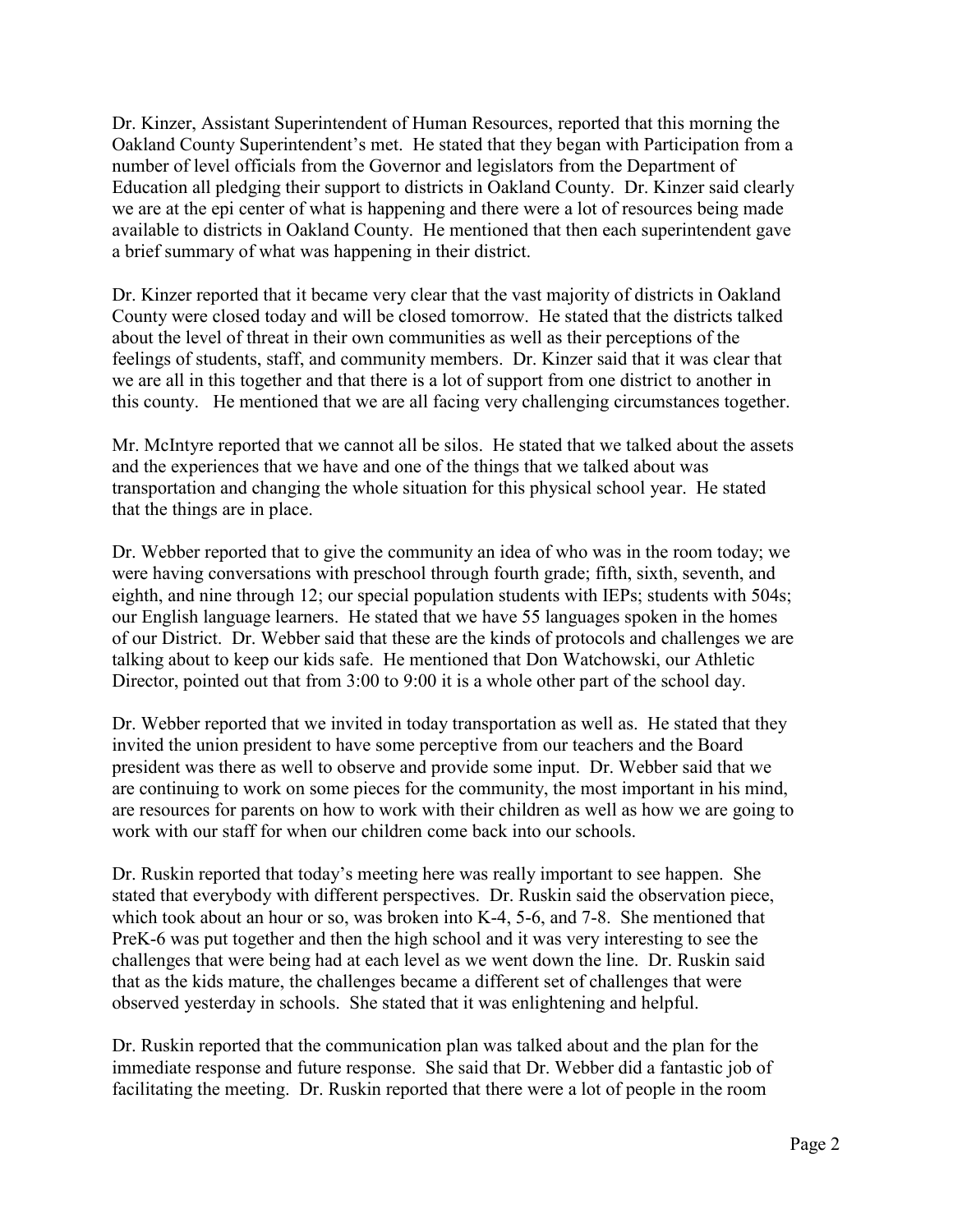Dr. Kinzer, Assistant Superintendent of Human Resources, reported that this morning the Oakland County Superintendent's met. He stated that they began with Participation from a number of level officials from the Governor and legislators from the Department of Education all pledging their support to districts in Oakland County. Dr. Kinzer said clearly we are at the epi center of what is happening and there were a lot of resources being made available to districts in Oakland County. He mentioned that then each superintendent gave a brief summary of what was happening in their district.

Dr. Kinzer reported that it became very clear that the vast majority of districts in Oakland County were closed today and will be closed tomorrow. He stated that the districts talked about the level of threat in their own communities as well as their perceptions of the feelings of students, staff, and community members. Dr. Kinzer said that it was clear that we are all in this together and that there is a lot of support from one district to another in this county. He mentioned that we are all facing very challenging circumstances together.

Mr. McIntyre reported that we cannot all be silos. He stated that we talked about the assets and the experiences that we have and one of the things that we talked about was transportation and changing the whole situation for this physical school year. He stated that the things are in place.

Dr. Webber reported that to give the community an idea of who was in the room today; we were having conversations with preschool through fourth grade; fifth, sixth, seventh, and eighth, and nine through 12; our special population students with IEPs; students with 504s; our English language learners. He stated that we have 55 languages spoken in the homes of our District. Dr. Webber said that these are the kinds of protocols and challenges we are talking about to keep our kids safe. He mentioned that Don Watchowski, our Athletic Director, pointed out that from 3:00 to 9:00 it is a whole other part of the school day.

Dr. Webber reported that we invited in today transportation as well as. He stated that they invited the union president to have some perceptive from our teachers and the Board president was there as well to observe and provide some input. Dr. Webber said that we are continuing to work on some pieces for the community, the most important in his mind, are resources for parents on how to work with their children as well as how we are going to work with our staff for when our children come back into our schools.

Dr. Ruskin reported that today's meeting here was really important to see happen. She stated that everybody with different perspectives. Dr. Ruskin said the observation piece, which took about an hour or so, was broken into K-4, 5-6, and 7-8. She mentioned that PreK-6 was put together and then the high school and it was very interesting to see the challenges that were being had at each level as we went down the line. Dr. Ruskin said that as the kids mature, the challenges became a different set of challenges that were observed yesterday in schools. She stated that it was enlightening and helpful.

Dr. Ruskin reported that the communication plan was talked about and the plan for the immediate response and future response. She said that Dr. Webber did a fantastic job of facilitating the meeting. Dr. Ruskin reported that there were a lot of people in the room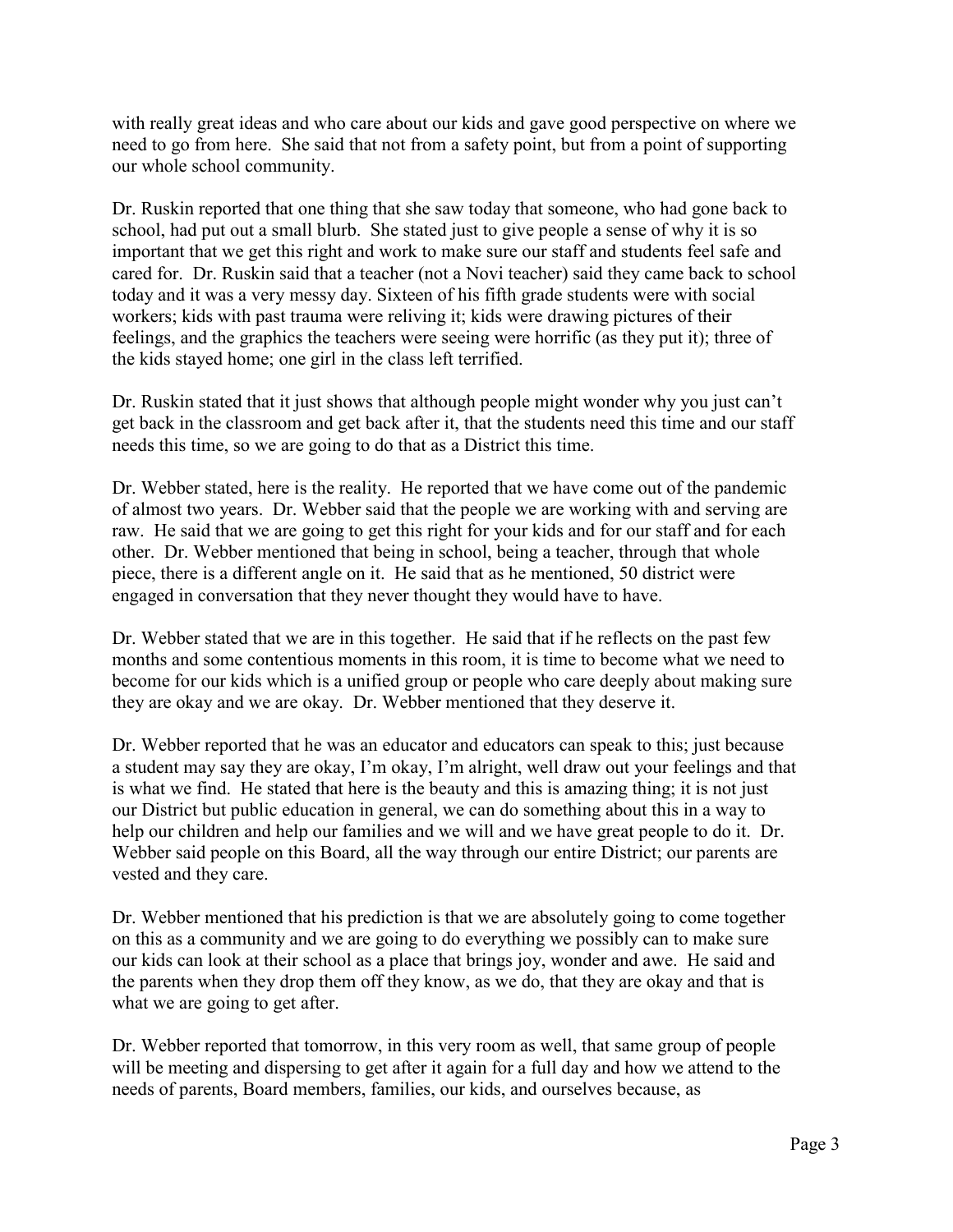with really great ideas and who care about our kids and gave good perspective on where we need to go from here. She said that not from a safety point, but from a point of supporting our whole school community.

Dr. Ruskin reported that one thing that she saw today that someone, who had gone back to school, had put out a small blurb. She stated just to give people a sense of why it is so important that we get this right and work to make sure our staff and students feel safe and cared for. Dr. Ruskin said that a teacher (not a Novi teacher) said they came back to school today and it was a very messy day. Sixteen of his fifth grade students were with social workers; kids with past trauma were reliving it; kids were drawing pictures of their feelings, and the graphics the teachers were seeing were horrific (as they put it); three of the kids stayed home; one girl in the class left terrified.

Dr. Ruskin stated that it just shows that although people might wonder why you just can't get back in the classroom and get back after it, that the students need this time and our staff needs this time, so we are going to do that as a District this time.

Dr. Webber stated, here is the reality. He reported that we have come out of the pandemic of almost two years. Dr. Webber said that the people we are working with and serving are raw. He said that we are going to get this right for your kids and for our staff and for each other. Dr. Webber mentioned that being in school, being a teacher, through that whole piece, there is a different angle on it. He said that as he mentioned, 50 district were engaged in conversation that they never thought they would have to have.

Dr. Webber stated that we are in this together. He said that if he reflects on the past few months and some contentious moments in this room, it is time to become what we need to become for our kids which is a unified group or people who care deeply about making sure they are okay and we are okay. Dr. Webber mentioned that they deserve it.

Dr. Webber reported that he was an educator and educators can speak to this; just because a student may say they are okay, I'm okay, I'm alright, well draw out your feelings and that is what we find. He stated that here is the beauty and this is amazing thing; it is not just our District but public education in general, we can do something about this in a way to help our children and help our families and we will and we have great people to do it. Dr. Webber said people on this Board, all the way through our entire District; our parents are vested and they care.

Dr. Webber mentioned that his prediction is that we are absolutely going to come together on this as a community and we are going to do everything we possibly can to make sure our kids can look at their school as a place that brings joy, wonder and awe. He said and the parents when they drop them off they know, as we do, that they are okay and that is what we are going to get after.

Dr. Webber reported that tomorrow, in this very room as well, that same group of people will be meeting and dispersing to get after it again for a full day and how we attend to the needs of parents, Board members, families, our kids, and ourselves because, as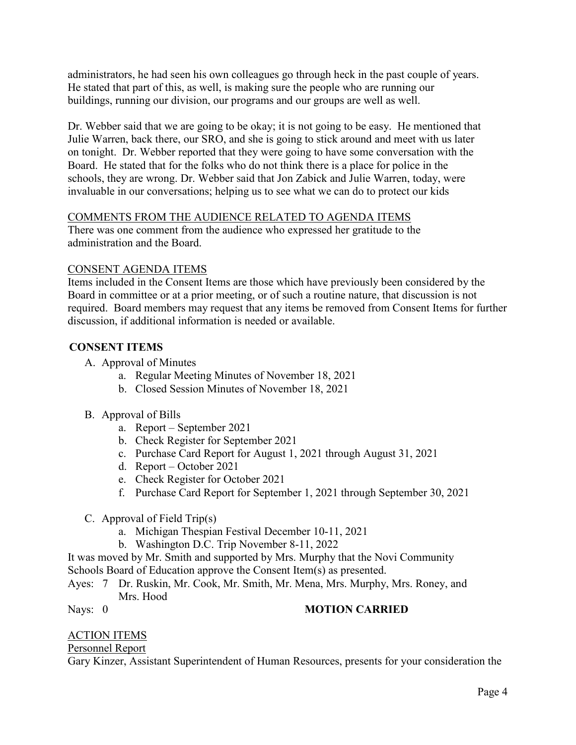administrators, he had seen his own colleagues go through heck in the past couple of years. He stated that part of this, as well, is making sure the people who are running our buildings, running our division, our programs and our groups are well as well.

Dr. Webber said that we are going to be okay; it is not going to be easy. He mentioned that Julie Warren, back there, our SRO, and she is going to stick around and meet with us later on tonight. Dr. Webber reported that they were going to have some conversation with the Board. He stated that for the folks who do not think there is a place for police in the schools, they are wrong. Dr. Webber said that Jon Zabick and Julie Warren, today, were invaluable in our conversations; helping us to see what we can do to protect our kids

COMMENTS FROM THE AUDIENCE RELATED TO AGENDA ITEMS

There was one comment from the audience who expressed her gratitude to the administration and the Board.

CONSENT AGENDA ITEMS

Items included in the Consent Items are those which have previously been considered by the Board in committee or at a prior meeting, or of such a routine nature, that discussion is not required. Board members may request that any items be removed from Consent Items for further discussion, if additional information is needed or available.

**CONSENT ITEMS**

A. Approval of Minutes
   a. Regular Meeting Minutes of November 18, 2021
   b. Closed Session Minutes of November 18, 2021

B. Approval of Bills
   a. Report – September 2021
   b. Check Register for September 2021
   c. Purchase Card Report for August 1, 2021 through August 31, 2021
   d. Report – October 2021
   e. Check Register for October 2021
   f. Purchase Card Report for September 1, 2021 through September 30, 2021

C. Approval of Field Trip(s)
   a. Michigan Thespian Festival December 10-11, 2021
   b. Washington D.C. Trip November 8-11, 2022

It was moved by Mr. Smith and supported by Mrs. Murphy that the Novi Community Schools Board of Education approve the Consent Item(s) as presented.

Ayes: 7 Dr. Ruskin, Mr. Cook, Mr. Smith, Mr. Mena, Mrs. Murphy, Mrs. Roney, and Mrs. Hood

Nays: 0 **MOTION CARRIED**

ACTION ITEMS

Personnel Report

Gary Kinzer, Assistant Superintendent of Human Resources, presents for your consideration the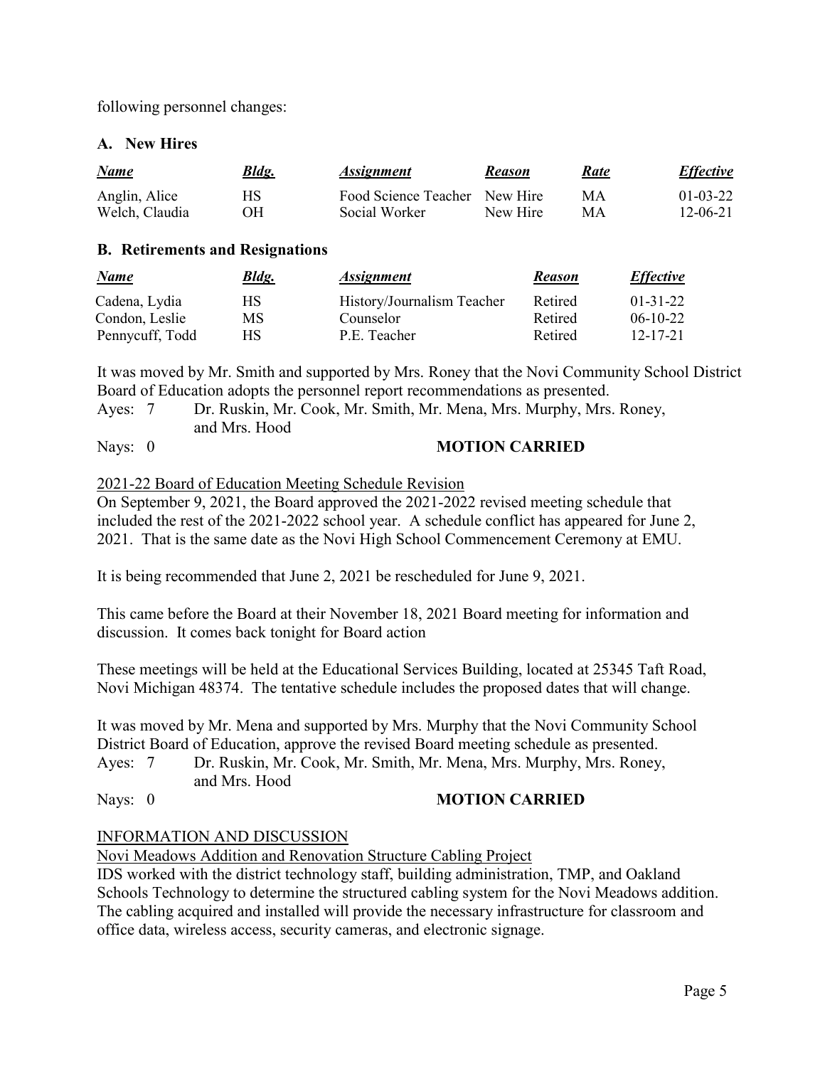following personnel changes:

### A. New Hires

| *Name* | *Bldg.* | *Assignment* | *Reason* | *Rate* | *Effective* |
|---|---|---|---|---|---|
| Anglin, Alice | HS | Food Science Teacher | New Hire | MA | 01-03-22 |
| Welch, Claudia | OH | Social Worker | New Hire | MA | 12-06-21 |

### B. Retirements and Resignations

| *Name* | *Bldg.* | *Assignment* | *Reason* | *Effective* |
|---|---|---|---|---|
| Cadena, Lydia | HS | History/Journalism Teacher | Retired | 01-31-22 |
| Condon, Leslie | MS | Counselor | Retired | 06-10-22 |
| Pennycuff, Todd | HS | P.E. Teacher | Retired | 12-17-21 |

It was moved by Mr. Smith and supported by Mrs. Roney that the Novi Community School District Board of Education adopts the personnel report recommendations as presented.

Ayes: 7 Dr. Ruskin, Mr. Cook, Mr. Smith, Mr. Mena, Mrs. Murphy, Mrs. Roney, and Mrs. Hood

Nays: 0 **MOTION CARRIED**

<u>2021-22 Board of Education Meeting Schedule Revision</u>

On September 9, 2021, the Board approved the 2021-2022 revised meeting schedule that included the rest of the 2021-2022 school year. A schedule conflict has appeared for June 2, 2021. That is the same date as the Novi High School Commencement Ceremony at EMU.

It is being recommended that June 2, 2021 be rescheduled for June 9, 2021.

This came before the Board at their November 18, 2021 Board meeting for information and discussion. It comes back tonight for Board action

These meetings will be held at the Educational Services Building, located at 25345 Taft Road, Novi Michigan 48374. The tentative schedule includes the proposed dates that will change.

It was moved by Mr. Mena and supported by Mrs. Murphy that the Novi Community School District Board of Education, approve the revised Board meeting schedule as presented.

Ayes: 7 Dr. Ruskin, Mr. Cook, Mr. Smith, Mr. Mena, Mrs. Murphy, Mrs. Roney, and Mrs. Hood

Nays: 0 **MOTION CARRIED**

<u>INFORMATION AND DISCUSSION</u>

<u>Novi Meadows Addition and Renovation Structure Cabling Project</u>

IDS worked with the district technology staff, building administration, TMP, and Oakland Schools Technology to determine the structured cabling system for the Novi Meadows addition. The cabling acquired and installed will provide the necessary infrastructure for classroom and office data, wireless access, security cameras, and electronic signage.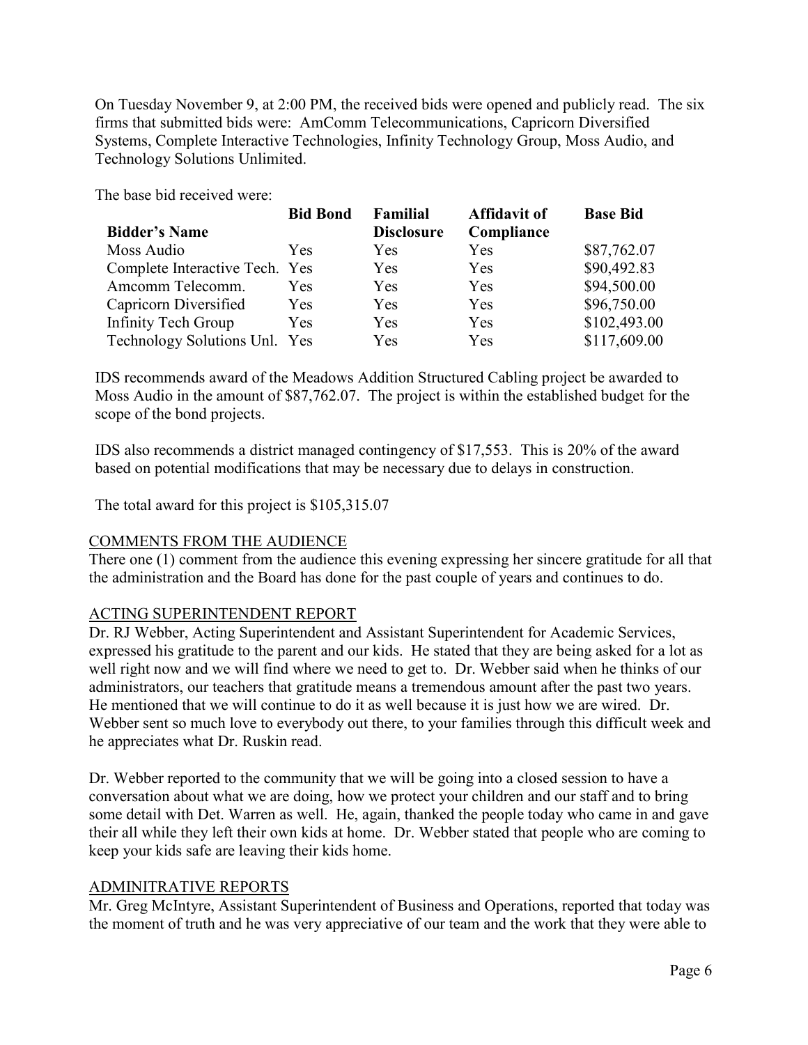On Tuesday November 9, at 2:00 PM, the received bids were opened and publicly read. The six firms that submitted bids were: AmComm Telecommunications, Capricorn Diversified Systems, Complete Interactive Technologies, Infinity Technology Group, Moss Audio, and Technology Solutions Unlimited.

The base bid received were:

| Bidder's Name | Bid Bond | Familial Disclosure | Affidavit of Compliance | Base Bid |
|---|---|---|---|---|
| Moss Audio | Yes | Yes | Yes | $87,762.07 |
| Complete Interactive Tech. | Yes | Yes | Yes | $90,492.83 |
| Amcomm Telecomm. | Yes | Yes | Yes | $94,500.00 |
| Capricorn Diversified | Yes | Yes | Yes | $96,750.00 |
| Infinity Tech Group | Yes | Yes | Yes | $102,493.00 |
| Technology Solutions Unl. | Yes | Yes | Yes | $117,609.00 |

IDS recommends award of the Meadows Addition Structured Cabling project be awarded to Moss Audio in the amount of $87,762.07. The project is within the established budget for the scope of the bond projects.

IDS also recommends a district managed contingency of $17,553. This is 20% of the award based on potential modifications that may be necessary due to delays in construction.

The total award for this project is $105,315.07

## COMMENTS FROM THE AUDIENCE

There one (1) comment from the audience this evening expressing her sincere gratitude for all that the administration and the Board has done for the past couple of years and continues to do.

## ACTING SUPERINTENDENT REPORT

Dr. RJ Webber, Acting Superintendent and Assistant Superintendent for Academic Services, expressed his gratitude to the parent and our kids. He stated that they are being asked for a lot as well right now and we will find where we need to get to. Dr. Webber said when he thinks of our administrators, our teachers that gratitude means a tremendous amount after the past two years. He mentioned that we will continue to do it as well because it is just how we are wired. Dr. Webber sent so much love to everybody out there, to your families through this difficult week and he appreciates what Dr. Ruskin read.

Dr. Webber reported to the community that we will be going into a closed session to have a conversation about what we are doing, how we protect your children and our staff and to bring some detail with Det. Warren as well. He, again, thanked the people today who came in and gave their all while they left their own kids at home. Dr. Webber stated that people who are coming to keep your kids safe are leaving their kids home.

## ADMINITRATIVE REPORTS

Mr. Greg McIntyre, Assistant Superintendent of Business and Operations, reported that today was the moment of truth and he was very appreciative of our team and the work that they were able to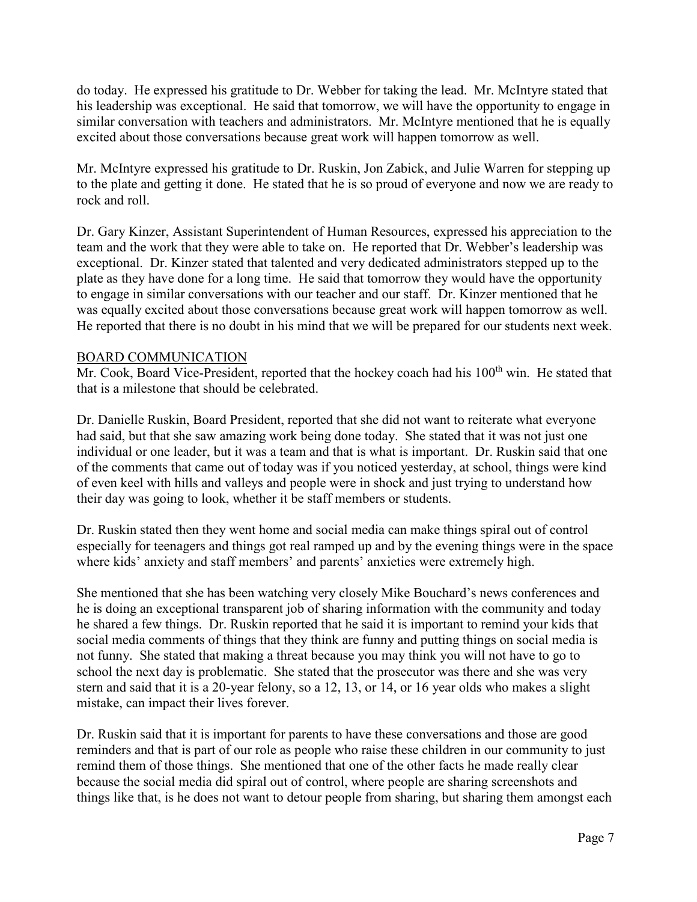do today. He expressed his gratitude to Dr. Webber for taking the lead. Mr. McIntyre stated that his leadership was exceptional. He said that tomorrow, we will have the opportunity to engage in similar conversation with teachers and administrators. Mr. McIntyre mentioned that he is equally excited about those conversations because great work will happen tomorrow as well.

Mr. McIntyre expressed his gratitude to Dr. Ruskin, Jon Zabick, and Julie Warren for stepping up to the plate and getting it done. He stated that he is so proud of everyone and now we are ready to rock and roll.

Dr. Gary Kinzer, Assistant Superintendent of Human Resources, expressed his appreciation to the team and the work that they were able to take on. He reported that Dr. Webber's leadership was exceptional. Dr. Kinzer stated that talented and very dedicated administrators stepped up to the plate as they have done for a long time. He said that tomorrow they would have the opportunity to engage in similar conversations with our teacher and our staff. Dr. Kinzer mentioned that he was equally excited about those conversations because great work will happen tomorrow as well. He reported that there is no doubt in his mind that we will be prepared for our students next week.

## BOARD COMMUNICATION

Mr. Cook, Board Vice-President, reported that the hockey coach had his 100th win. He stated that that is a milestone that should be celebrated.

Dr. Danielle Ruskin, Board President, reported that she did not want to reiterate what everyone had said, but that she saw amazing work being done today. She stated that it was not just one individual or one leader, but it was a team and that is what is important. Dr. Ruskin said that one of the comments that came out of today was if you noticed yesterday, at school, things were kind of even keel with hills and valleys and people were in shock and just trying to understand how their day was going to look, whether it be staff members or students.

Dr. Ruskin stated then they went home and social media can make things spiral out of control especially for teenagers and things got real ramped up and by the evening things were in the space where kids' anxiety and staff members' and parents' anxieties were extremely high.

She mentioned that she has been watching very closely Mike Bouchard's news conferences and he is doing an exceptional transparent job of sharing information with the community and today he shared a few things. Dr. Ruskin reported that he said it is important to remind your kids that social media comments of things that they think are funny and putting things on social media is not funny. She stated that making a threat because you may think you will not have to go to school the next day is problematic. She stated that the prosecutor was there and she was very stern and said that it is a 20-year felony, so a 12, 13, or 14, or 16 year olds who makes a slight mistake, can impact their lives forever.

Dr. Ruskin said that it is important for parents to have these conversations and those are good reminders and that is part of our role as people who raise these children in our community to just remind them of those things. She mentioned that one of the other facts he made really clear because the social media did spiral out of control, where people are sharing screenshots and things like that, is he does not want to detour people from sharing, but sharing them amongst each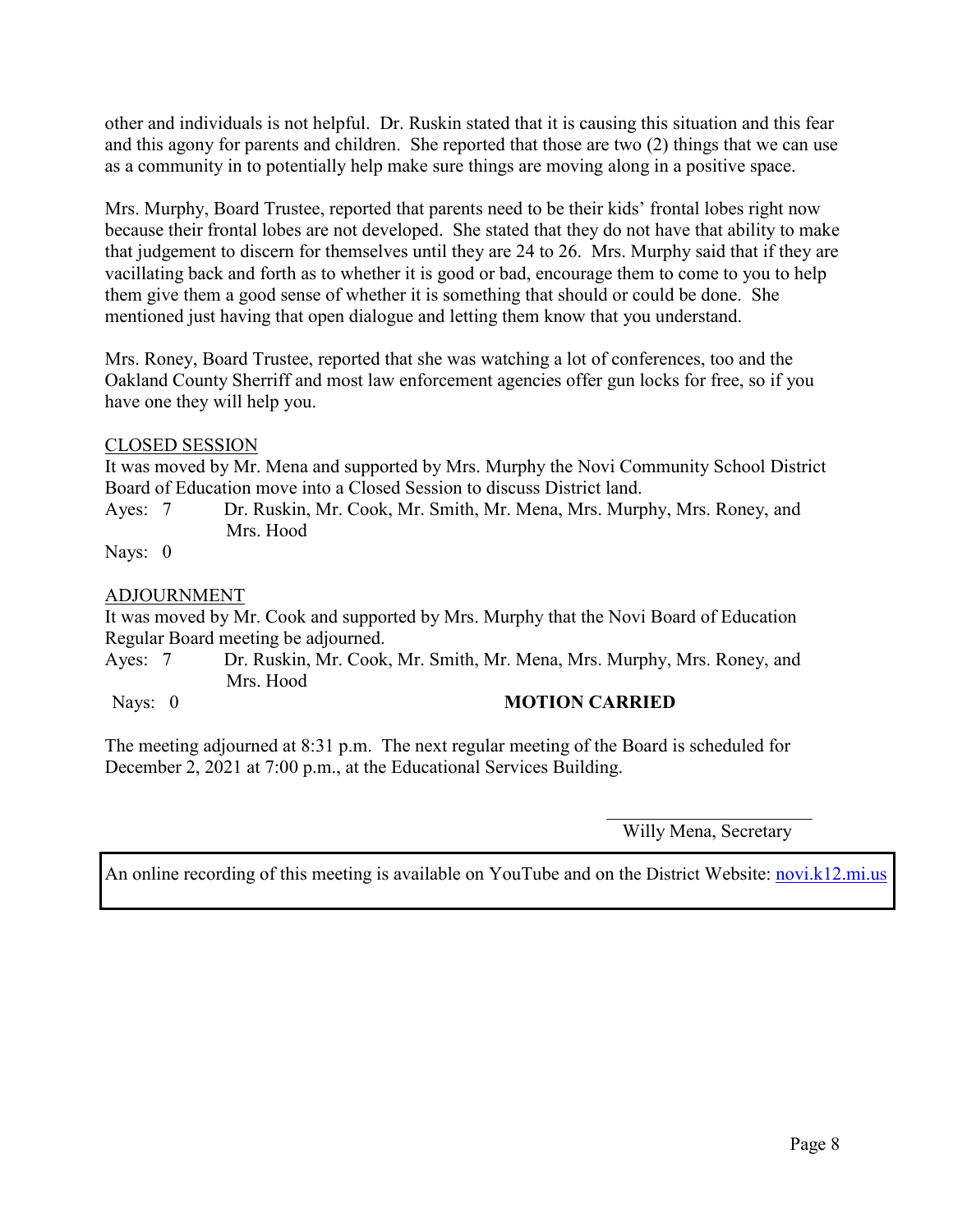other and individuals is not helpful. Dr. Ruskin stated that it is causing this situation and this fear and this agony for parents and children. She reported that those are two (2) things that we can use as a community in to potentially help make sure things are moving along in a positive space.

Mrs. Murphy, Board Trustee, reported that parents need to be their kids' frontal lobes right now because their frontal lobes are not developed. She stated that they do not have that ability to make that judgement to discern for themselves until they are 24 to 26. Mrs. Murphy said that if they are vacillating back and forth as to whether it is good or bad, encourage them to come to you to help them give them a good sense of whether it is something that should or could be done. She mentioned just having that open dialogue and letting them know that you understand.

Mrs. Roney, Board Trustee, reported that she was watching a lot of conferences, too and the Oakland County Sherriff and most law enforcement agencies offer gun locks for free, so if you have one they will help you.

CLOSED SESSION

It was moved by Mr. Mena and supported by Mrs. Murphy the Novi Community School District Board of Education move into a Closed Session to discuss District land.

Ayes: 7 Dr. Ruskin, Mr. Cook, Mr. Smith, Mr. Mena, Mrs. Murphy, Mrs. Roney, and Mrs. Hood

Nays: 0

ADJOURNMENT

It was moved by Mr. Cook and supported by Mrs. Murphy that the Novi Board of Education Regular Board meeting be adjourned.

Ayes: 7 Dr. Ruskin, Mr. Cook, Mr. Smith, Mr. Mena, Mrs. Murphy, Mrs. Roney, and Mrs. Hood

Nays: 0 **MOTION CARRIED**

The meeting adjourned at 8:31 p.m. The next regular meeting of the Board is scheduled for December 2, 2021 at 7:00 p.m., at the Educational Services Building.

Willy Mena, Secretary

An online recording of this meeting is available on YouTube and on the District Website: novi.k12.mi.us